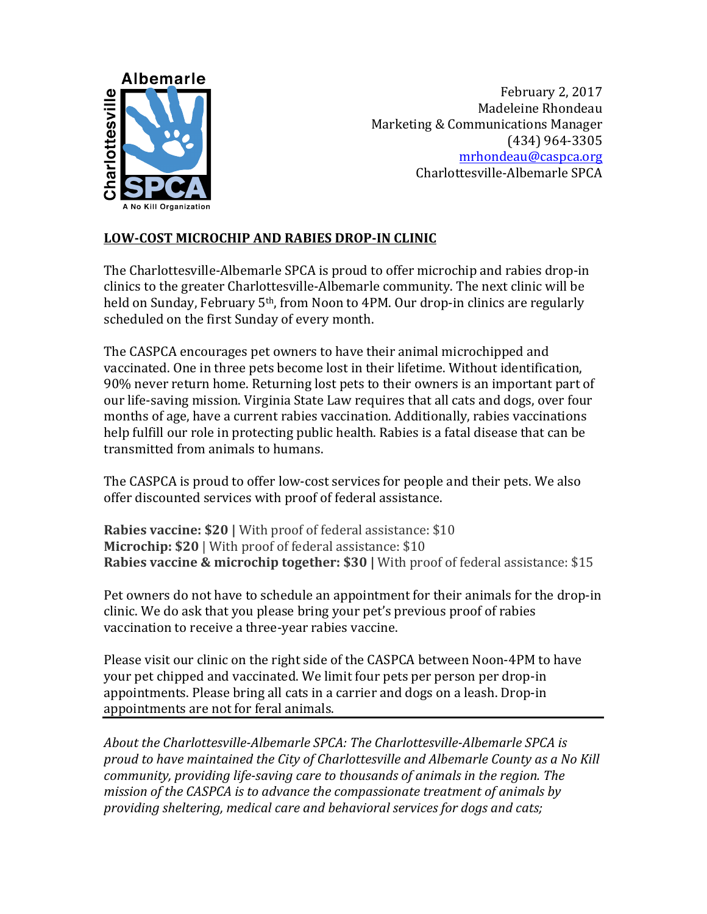Albemarle Charlottesville SPCA A No Kill Organization

February 2, 2017
Madeleine Rhondeau
Marketing & Communications Manager
(434) 964-3305
mrhondeau@caspca.org
Charlottesville-Albemarle SPCA

## LOW-COST MICROCHIP AND RABIES DROP-IN CLINIC

The Charlottesville-Albemarle SPCA is proud to offer microchip and rabies drop-in clinics to the greater Charlottesville-Albemarle community. The next clinic will be held on Sunday, February 5th, from Noon to 4PM. Our drop-in clinics are regularly scheduled on the first Sunday of every month.

The CASPCA encourages pet owners to have their animal microchipped and vaccinated. One in three pets become lost in their lifetime. Without identification, 90% never return home. Returning lost pets to their owners is an important part of our life-saving mission. Virginia State Law requires that all cats and dogs, over four months of age, have a current rabies vaccination. Additionally, rabies vaccinations help fulfill our role in protecting public health. Rabies is a fatal disease that can be transmitted from animals to humans.

The CASPCA is proud to offer low-cost services for people and their pets. We also offer discounted services with proof of federal assistance.

**Rabies vaccine: $20 |** With proof of federal assistance: $10
**Microchip: $20** | With proof of federal assistance: $10
**Rabies vaccine & microchip together: $30 |** With proof of federal assistance: $15

Pet owners do not have to schedule an appointment for their animals for the drop-in clinic. We do ask that you please bring your pet's previous proof of rabies vaccination to receive a three-year rabies vaccine.

Please visit our clinic on the right side of the CASPCA between Noon-4PM to have your pet chipped and vaccinated. We limit four pets per person per drop-in appointments. Please bring all cats in a carrier and dogs on a leash. Drop-in appointments are not for feral animals.

---

*About the Charlottesville-Albemarle SPCA: The Charlottesville-Albemarle SPCA is proud to have maintained the City of Charlottesville and Albemarle County as a No Kill community, providing life-saving care to thousands of animals in the region. The mission of the CASPCA is to advance the compassionate treatment of animals by providing sheltering, medical care and behavioral services for dogs and cats;*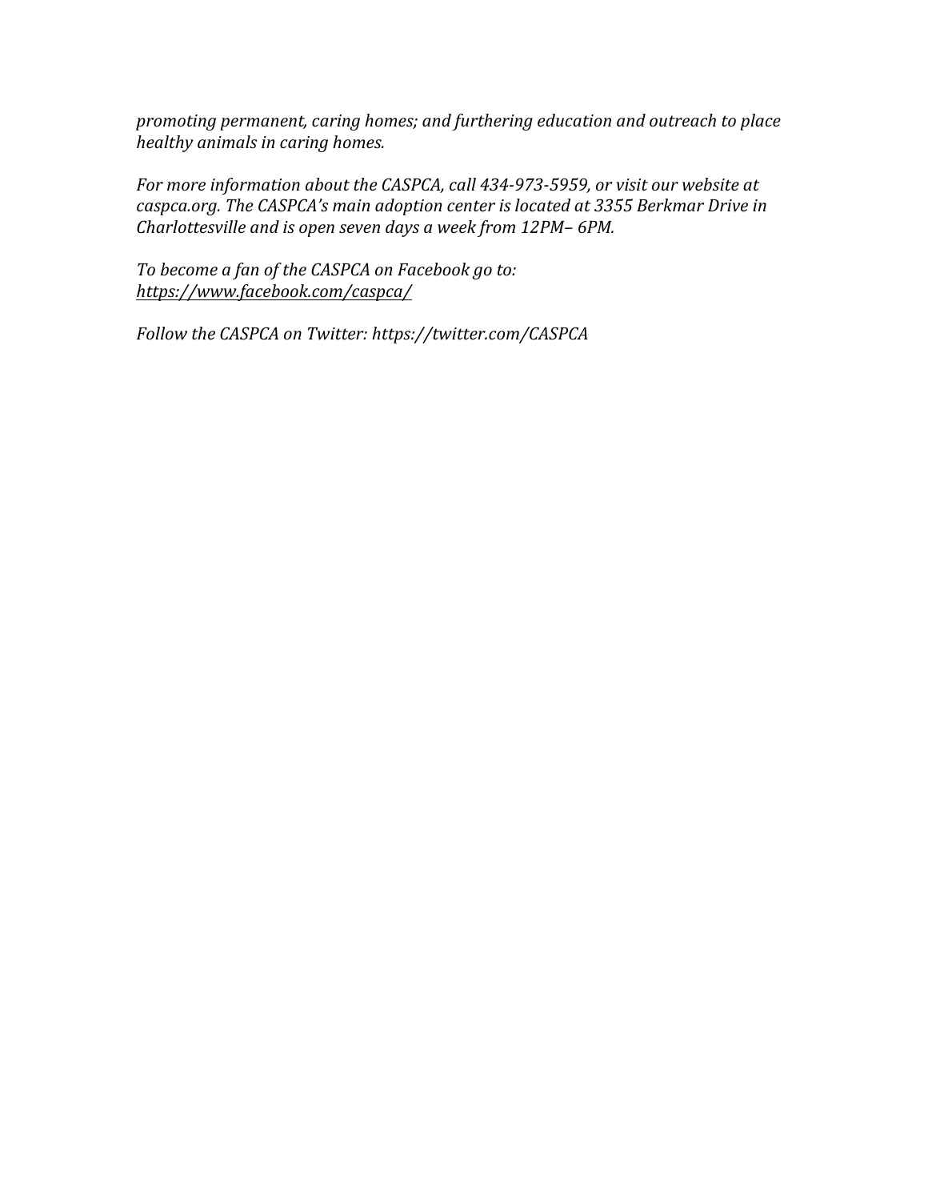*promoting permanent, caring homes; and furthering education and outreach to place healthy animals in caring homes.*

*For more information about the CASPCA, call 434-973-5959, or visit our website at caspca.org. The CASPCA's main adoption center is located at 3355 Berkmar Drive in Charlottesville and is open seven days a week from 12PM– 6PM.*

*To become a fan of the CASPCA on Facebook go to: https://www.facebook.com/caspca/*

*Follow the CASPCA on Twitter: https://twitter.com/CASPCA*